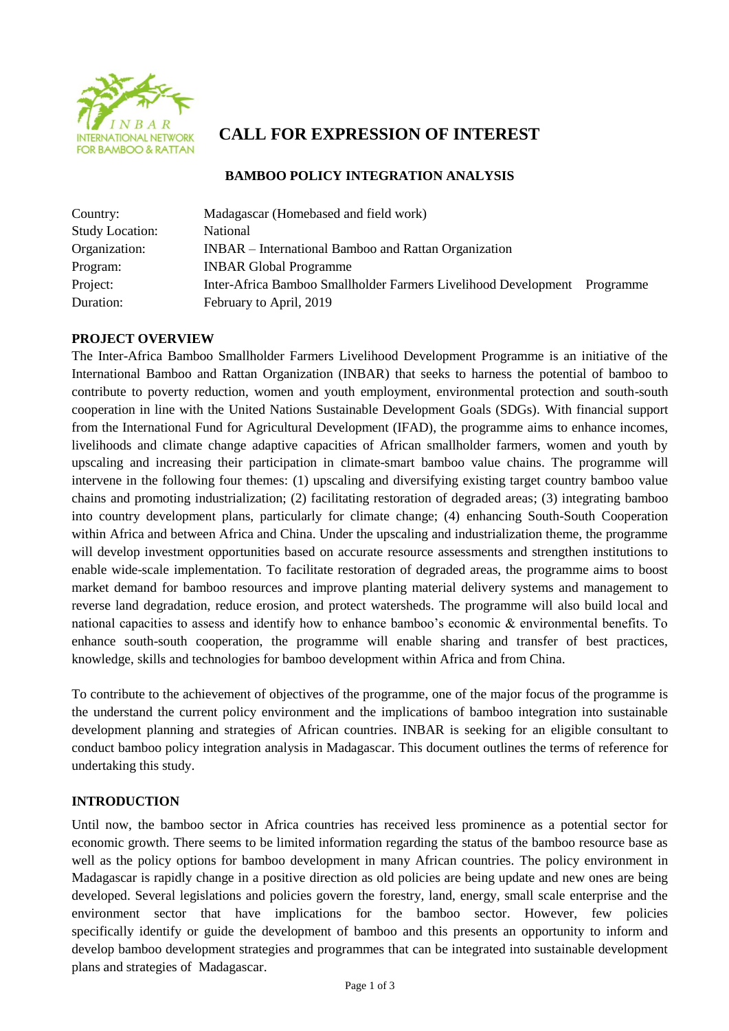# CALL FOR EXPRESSION OF INTEREST

## BAMBOO POLICY INTEGRATION ANALYSIS

| | |
|---|---|
| Country: | Madagascar (Homebased and field work) |
| Study Location: | National |
| Organization: | INBAR – International Bamboo and Rattan Organization |
| Program: | INBAR Global Programme |
| Project: | Inter-Africa Bamboo Smallholder Farmers Livelihood Development Programme |
| Duration: | February to April, 2019 |

### PROJECT OVERVIEW

The Inter-Africa Bamboo Smallholder Farmers Livelihood Development Programme is an initiative of the International Bamboo and Rattan Organization (INBAR) that seeks to harness the potential of bamboo to contribute to poverty reduction, women and youth employment, environmental protection and south-south cooperation in line with the United Nations Sustainable Development Goals (SDGs). With financial support from the International Fund for Agricultural Development (IFAD), the programme aims to enhance incomes, livelihoods and climate change adaptive capacities of African smallholder farmers, women and youth by upscaling and increasing their participation in climate-smart bamboo value chains. The programme will intervene in the following four themes: (1) upscaling and diversifying existing target country bamboo value chains and promoting industrialization; (2) facilitating restoration of degraded areas; (3) integrating bamboo into country development plans, particularly for climate change; (4) enhancing South-South Cooperation within Africa and between Africa and China. Under the upscaling and industrialization theme, the programme will develop investment opportunities based on accurate resource assessments and strengthen institutions to enable wide-scale implementation. To facilitate restoration of degraded areas, the programme aims to boost market demand for bamboo resources and improve planting material delivery systems and management to reverse land degradation, reduce erosion, and protect watersheds. The programme will also build local and national capacities to assess and identify how to enhance bamboo's economic & environmental benefits. To enhance south-south cooperation, the programme will enable sharing and transfer of best practices, knowledge, skills and technologies for bamboo development within Africa and from China.

To contribute to the achievement of objectives of the programme, one of the major focus of the programme is the understand the current policy environment and the implications of bamboo integration into sustainable development planning and strategies of African countries. INBAR is seeking for an eligible consultant to conduct bamboo policy integration analysis in Madagascar. This document outlines the terms of reference for undertaking this study.

### INTRODUCTION

Until now, the bamboo sector in Africa countries has received less prominence as a potential sector for economic growth. There seems to be limited information regarding the status of the bamboo resource base as well as the policy options for bamboo development in many African countries. The policy environment in Madagascar is rapidly change in a positive direction as old policies are being update and new ones are being developed. Several legislations and policies govern the forestry, land, energy, small scale enterprise and the environment sector that have implications for the bamboo sector. However, few policies specifically identify or guide the development of bamboo and this presents an opportunity to inform and develop bamboo development strategies and programmes that can be integrated into sustainable development plans and strategies of Madagascar.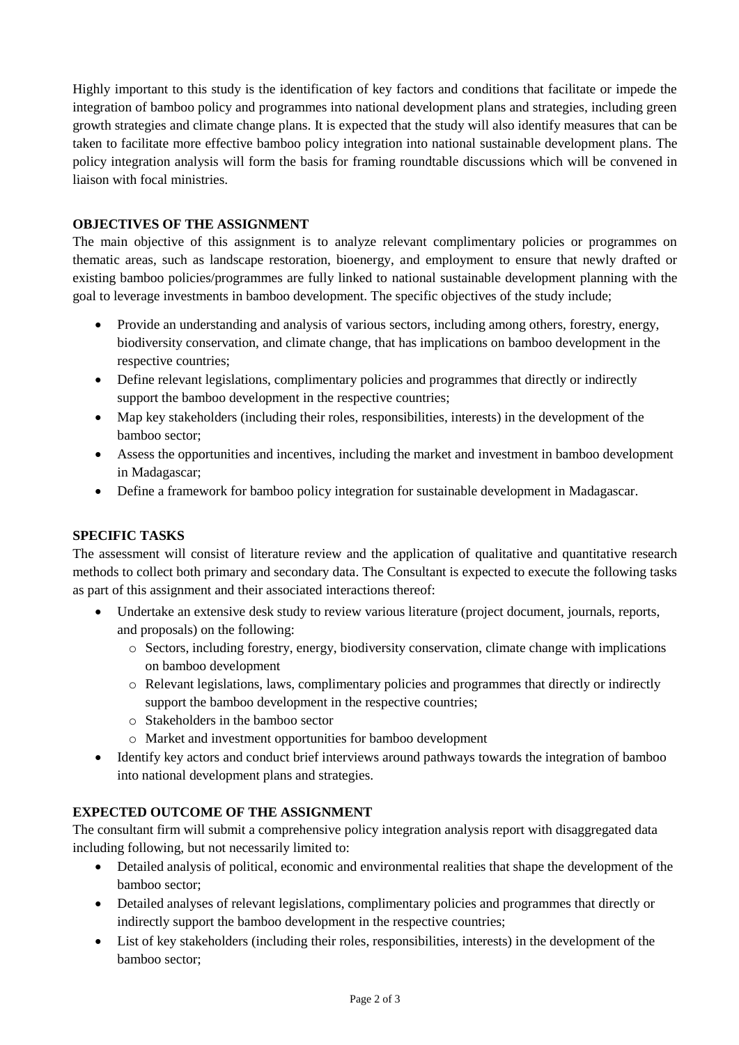Highly important to this study is the identification of key factors and conditions that facilitate or impede the integration of bamboo policy and programmes into national development plans and strategies, including green growth strategies and climate change plans. It is expected that the study will also identify measures that can be taken to facilitate more effective bamboo policy integration into national sustainable development plans. The policy integration analysis will form the basis for framing roundtable discussions which will be convened in liaison with focal ministries.

## OBJECTIVES OF THE ASSIGNMENT

The main objective of this assignment is to analyze relevant complimentary policies or programmes on thematic areas, such as landscape restoration, bioenergy, and employment to ensure that newly drafted or existing bamboo policies/programmes are fully linked to national sustainable development planning with the goal to leverage investments in bamboo development. The specific objectives of the study include;

- Provide an understanding and analysis of various sectors, including among others, forestry, energy, biodiversity conservation, and climate change, that has implications on bamboo development in the respective countries;
- Define relevant legislations, complimentary policies and programmes that directly or indirectly support the bamboo development in the respective countries;
- Map key stakeholders (including their roles, responsibilities, interests) in the development of the bamboo sector;
- Assess the opportunities and incentives, including the market and investment in bamboo development in Madagascar;
- Define a framework for bamboo policy integration for sustainable development in Madagascar.

## SPECIFIC TASKS

The assessment will consist of literature review and the application of qualitative and quantitative research methods to collect both primary and secondary data. The Consultant is expected to execute the following tasks as part of this assignment and their associated interactions thereof:

- Undertake an extensive desk study to review various literature (project document, journals, reports, and proposals) on the following:
  - Sectors, including forestry, energy, biodiversity conservation, climate change with implications on bamboo development
  - Relevant legislations, laws, complimentary policies and programmes that directly or indirectly support the bamboo development in the respective countries;
  - Stakeholders in the bamboo sector
  - Market and investment opportunities for bamboo development
- Identify key actors and conduct brief interviews around pathways towards the integration of bamboo into national development plans and strategies.

## EXPECTED OUTCOME OF THE ASSIGNMENT

The consultant firm will submit a comprehensive policy integration analysis report with disaggregated data including following, but not necessarily limited to:

- Detailed analysis of political, economic and environmental realities that shape the development of the bamboo sector;
- Detailed analyses of relevant legislations, complimentary policies and programmes that directly or indirectly support the bamboo development in the respective countries;
- List of key stakeholders (including their roles, responsibilities, interests) in the development of the bamboo sector;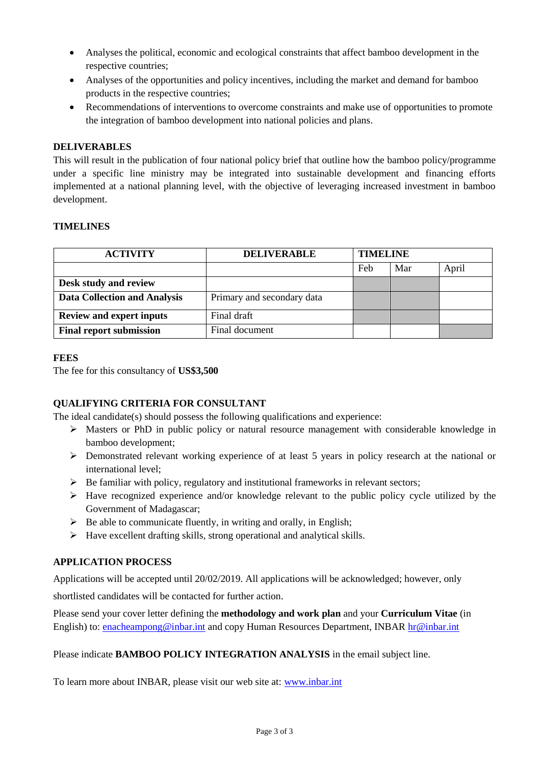- Analyses the political, economic and ecological constraints that affect bamboo development in the respective countries;
- Analyses of the opportunities and policy incentives, including the market and demand for bamboo products in the respective countries;
- Recommendations of interventions to overcome constraints and make use of opportunities to promote the integration of bamboo development into national policies and plans.

**DELIVERABLES**

This will result in the publication of four national policy brief that outline how the bamboo policy/programme under a specific line ministry may be integrated into sustainable development and financing efforts implemented at a national planning level, with the objective of leveraging increased investment in bamboo development.

**TIMELINES**

| ACTIVITY | DELIVERABLE | TIMELINE | | |
|---|---|---|---|---|
| | | Feb | Mar | April |
| **Desk study and review** | | ■ | ■ | |
| **Data Collection and Analysis** | Primary and secondary data | ■ | ■ | |
| **Review and expert inputs** | Final draft | ■ | ■ | |
| **Final report submission** | Final document | | | ■ |

**FEES**

The fee for this consultancy of **US$3,500**

**QUALIFYING CRITERIA FOR CONSULTANT**

The ideal candidate(s) should possess the following qualifications and experience:

- Masters or PhD in public policy or natural resource management with considerable knowledge in bamboo development;
- Demonstrated relevant working experience of at least 5 years in policy research at the national or international level;
- Be familiar with policy, regulatory and institutional frameworks in relevant sectors;
- Have recognized experience and/or knowledge relevant to the public policy cycle utilized by the Government of Madagascar;
- Be able to communicate fluently, in writing and orally, in English;
- Have excellent drafting skills, strong operational and analytical skills.

**APPLICATION PROCESS**

Applications will be accepted until 20/02/2019. All applications will be acknowledged; however, only shortlisted candidates will be contacted for further action.

Please send your cover letter defining the **methodology and work plan** and your **Curriculum Vitae** (in English) to: enacheampong@inbar.int and copy Human Resources Department, INBAR hr@inbar.int

Please indicate **BAMBOO POLICY INTEGRATION ANALYSIS** in the email subject line.

To learn more about INBAR, please visit our web site at: www.inbar.int